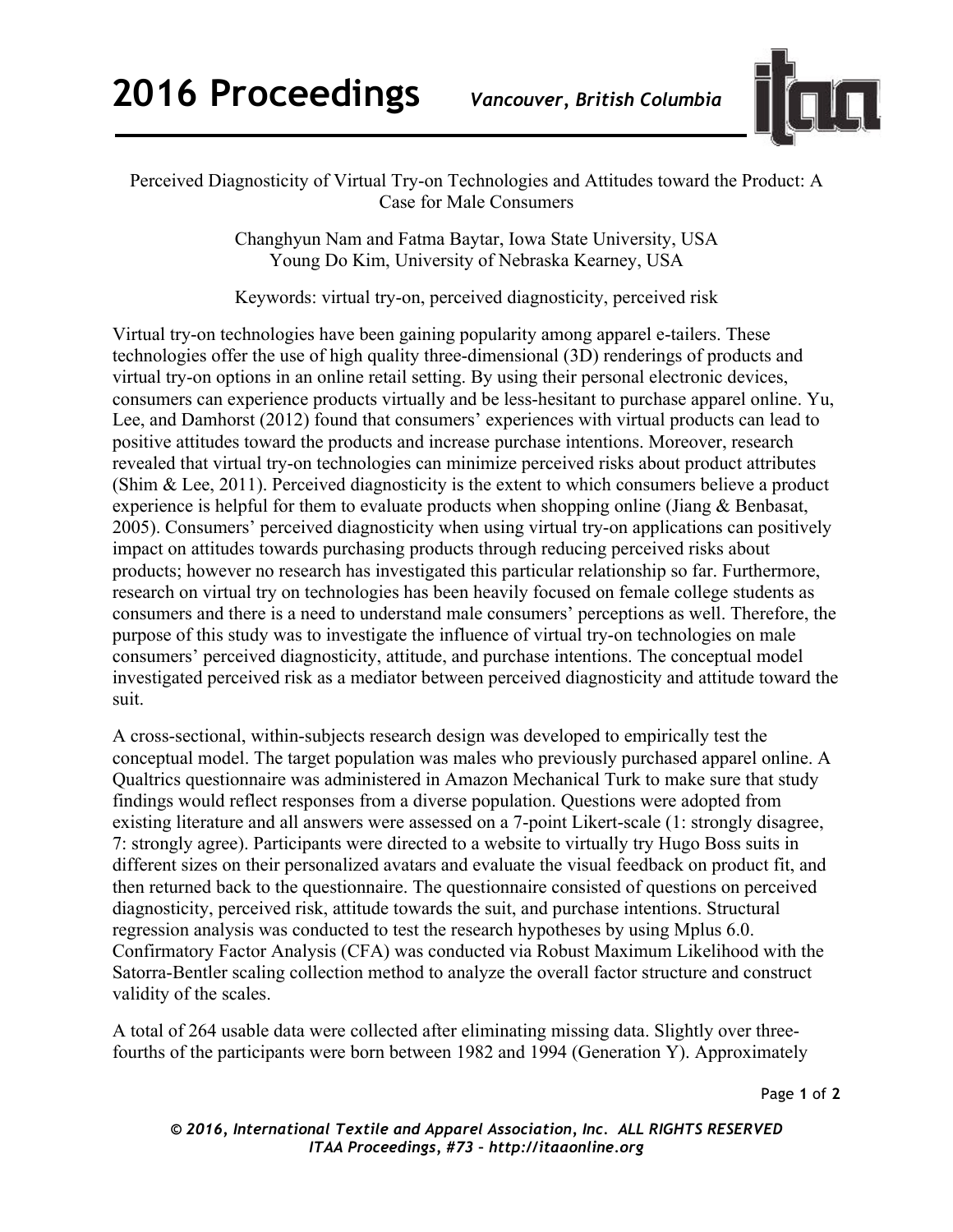# Perceived Diagnosticity of Virtual Try-on Technologies and Attitudes toward the Product: A Case for Male Consumers

Changhyun Nam and Fatma Baytar, Iowa State University, USA
Young Do Kim, University of Nebraska Kearney, USA

Keywords: virtual try-on, perceived diagnosticity, perceived risk

Virtual try-on technologies have been gaining popularity among apparel e-tailers. These technologies offer the use of high quality three-dimensional (3D) renderings of products and virtual try-on options in an online retail setting. By using their personal electronic devices, consumers can experience products virtually and be less-hesitant to purchase apparel online. Yu, Lee, and Damhorst (2012) found that consumers' experiences with virtual products can lead to positive attitudes toward the products and increase purchase intentions. Moreover, research revealed that virtual try-on technologies can minimize perceived risks about product attributes (Shim & Lee, 2011). Perceived diagnosticity is the extent to which consumers believe a product experience is helpful for them to evaluate products when shopping online (Jiang & Benbasat, 2005). Consumers' perceived diagnosticity when using virtual try-on applications can positively impact on attitudes towards purchasing products through reducing perceived risks about products; however no research has investigated this particular relationship so far. Furthermore, research on virtual try on technologies has been heavily focused on female college students as consumers and there is a need to understand male consumers' perceptions as well. Therefore, the purpose of this study was to investigate the influence of virtual try-on technologies on male consumers' perceived diagnosticity, attitude, and purchase intentions. The conceptual model investigated perceived risk as a mediator between perceived diagnosticity and attitude toward the suit.

A cross-sectional, within-subjects research design was developed to empirically test the conceptual model. The target population was males who previously purchased apparel online. A Qualtrics questionnaire was administered in Amazon Mechanical Turk to make sure that study findings would reflect responses from a diverse population. Questions were adopted from existing literature and all answers were assessed on a 7-point Likert-scale (1: strongly disagree, 7: strongly agree). Participants were directed to a website to virtually try Hugo Boss suits in different sizes on their personalized avatars and evaluate the visual feedback on product fit, and then returned back to the questionnaire. The questionnaire consisted of questions on perceived diagnosticity, perceived risk, attitude towards the suit, and purchase intentions. Structural regression analysis was conducted to test the research hypotheses by using Mplus 6.0. Confirmatory Factor Analysis (CFA) was conducted via Robust Maximum Likelihood with the Satorra-Bentler scaling collection method to analyze the overall factor structure and construct validity of the scales.

A total of 264 usable data were collected after eliminating missing data. Slightly over three-fourths of the participants were born between 1982 and 1994 (Generation Y). Approximately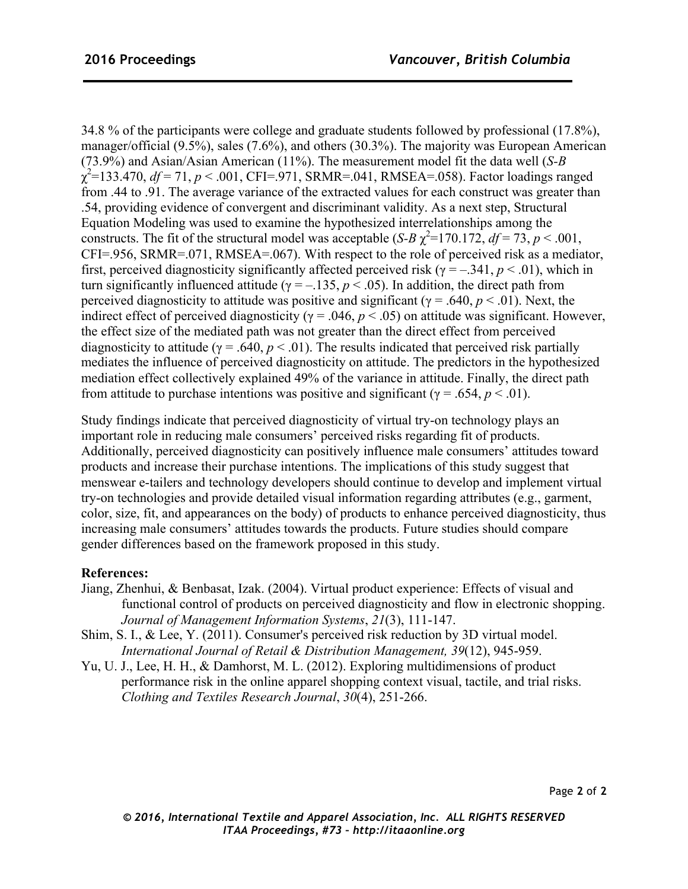34.8 % of the participants were college and graduate students followed by professional (17.8%), manager/official (9.5%), sales (7.6%), and others (30.3%). The majority was European American (73.9%) and Asian/Asian American (11%). The measurement model fit the data well (*S-B* $\chi^2$=133.470, $df = 71$, $p < .001$, CFI=.971, SRMR=.041, RMSEA=.058). Factor loadings ranged from .44 to .91. The average variance of the extracted values for each construct was greater than .54, providing evidence of convergent and discriminant validity. As a next step, Structural Equation Modeling was used to examine the hypothesized interrelationships among the constructs. The fit of the structural model was acceptable (*S-B* $\chi^2$=170.172, $df = 73$, $p < .001$, CFI=.956, SRMR=.071, RMSEA=.067). With respect to the role of perceived risk as a mediator, first, perceived diagnosticity significantly affected perceived risk ($\gamma = -.341$, $p < .01$), which in turn significantly influenced attitude ($\gamma = -.135$, $p < .05$). In addition, the direct path from perceived diagnosticity to attitude was positive and significant ($\gamma = .640$, $p < .01$). Next, the indirect effect of perceived diagnosticity ($\gamma = .046$, $p < .05$) on attitude was significant. However, the effect size of the mediated path was not greater than the direct effect from perceived diagnosticity to attitude ($\gamma = .640$, $p < .01$). The results indicated that perceived risk partially mediates the influence of perceived diagnosticity on attitude. The predictors in the hypothesized mediation effect collectively explained 49% of the variance in attitude. Finally, the direct path from attitude to purchase intentions was positive and significant ($\gamma = .654$, $p < .01$).

Study findings indicate that perceived diagnosticity of virtual try-on technology plays an important role in reducing male consumers' perceived risks regarding fit of products. Additionally, perceived diagnosticity can positively influence male consumers' attitudes toward products and increase their purchase intentions. The implications of this study suggest that menswear e-tailers and technology developers should continue to develop and implement virtual try-on technologies and provide detailed visual information regarding attributes (e.g., garment, color, size, fit, and appearances on the body) of products to enhance perceived diagnosticity, thus increasing male consumers' attitudes towards the products. Future studies should compare gender differences based on the framework proposed in this study.

**References:**

Jiang, Zhenhui, & Benbasat, Izak. (2004). Virtual product experience: Effects of visual and functional control of products on perceived diagnosticity and flow in electronic shopping. *Journal of Management Information Systems*, *21*(3), 111-147.

Shim, S. I., & Lee, Y. (2011). Consumer's perceived risk reduction by 3D virtual model. *International Journal of Retail & Distribution Management, 39*(12), 945-959.

Yu, U. J., Lee, H. H., & Damhorst, M. L. (2012). Exploring multidimensions of product performance risk in the online apparel shopping context visual, tactile, and trial risks. *Clothing and Textiles Research Journal*, *30*(4), 251-266.